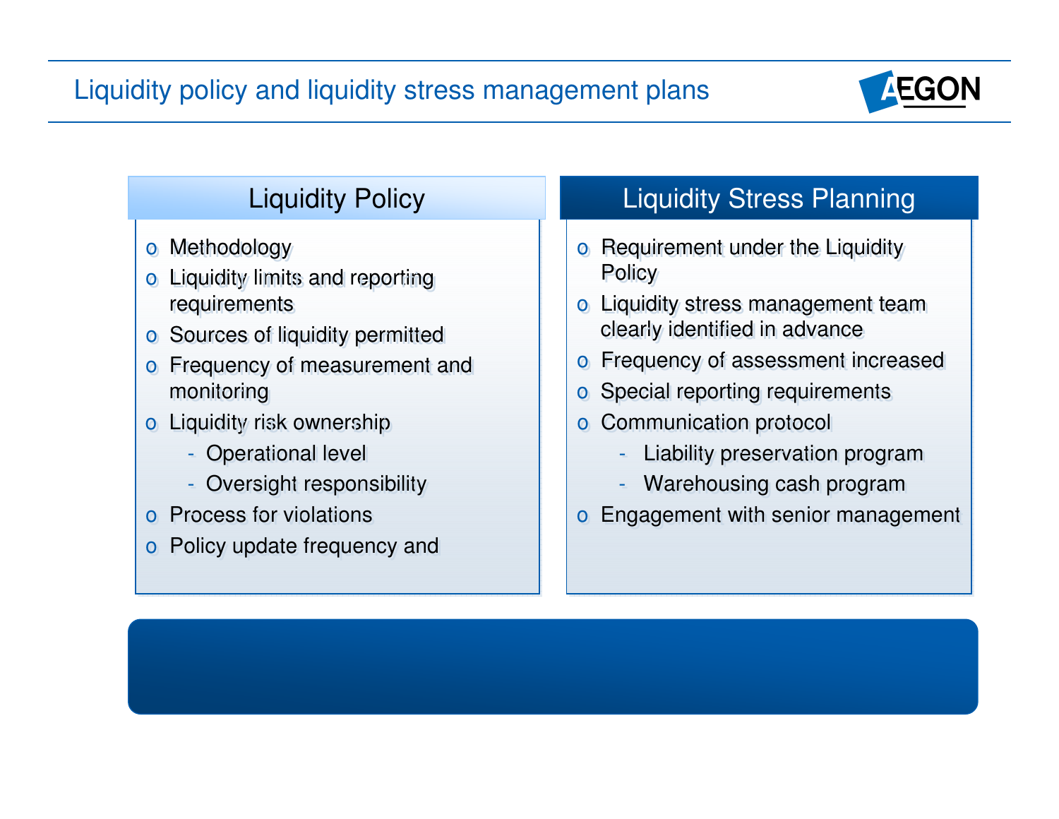# Liquidity policy and liquidity stress management plans

## Liquidity Policy

- Methodology
- Liquidity limits and reporting requirements
- Sources of liquidity permitted
- Frequency of measurement and monitoring
- Liquidity risk ownership
  - Operational level
  - Oversight responsibility
- Process for violations
- Policy update frequency and

## Liquidity Stress Planning

- Requirement under the Liquidity Policy
- Liquidity stress management team clearly identified in advance
- Frequency of assessment increased
- Special reporting requirements
- Communication protocol
  - Liability preservation program
  - Warehousing cash program
- Engagement with senior management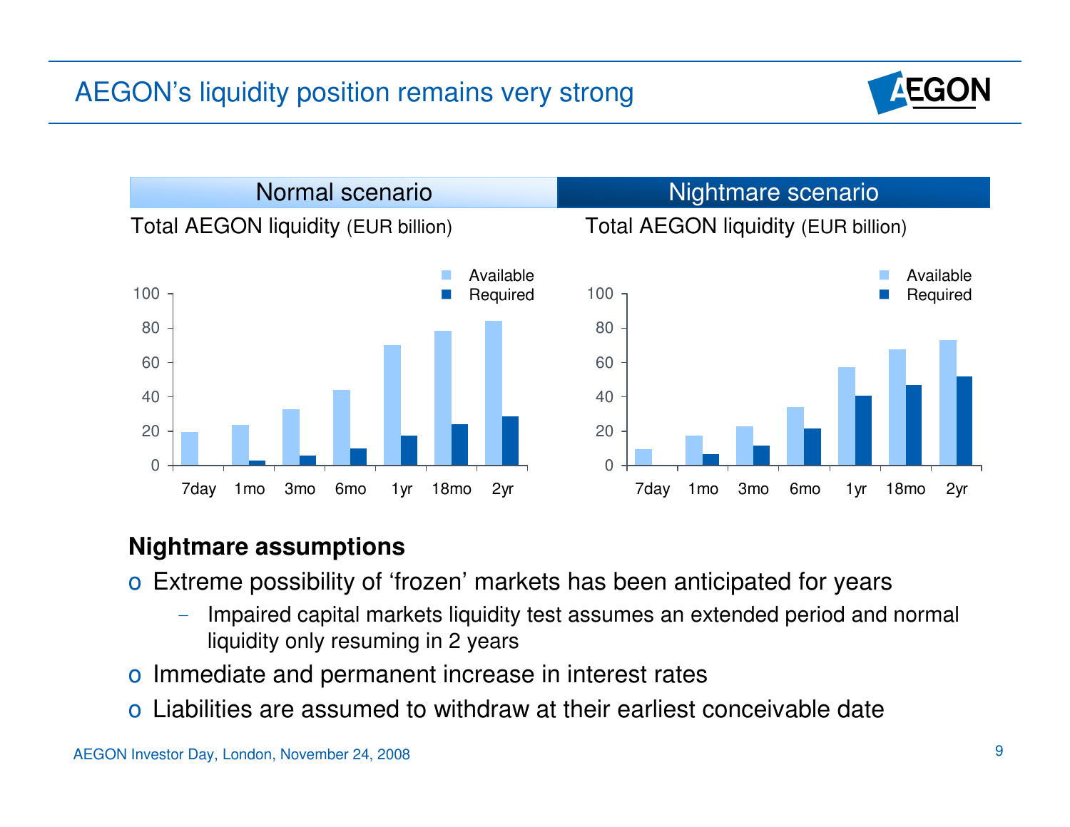# AEGON's liquidity position remains very strong

| Normal scenario | Nightmare scenario |
|---|---|
| Total AEGON liquidity (EUR billion) | Total AEGON liquidity (EUR billion) |

## Nightmare assumptions

- Extreme possibility of 'frozen' markets has been anticipated for years
  - Impaired capital markets liquidity test assumes an extended period and normal liquidity only resuming in 2 years
- Immediate and permanent increase in interest rates
- Liabilities are assumed to withdraw at their earliest conceivable date

AEGON Investor Day, London, November 24, 2008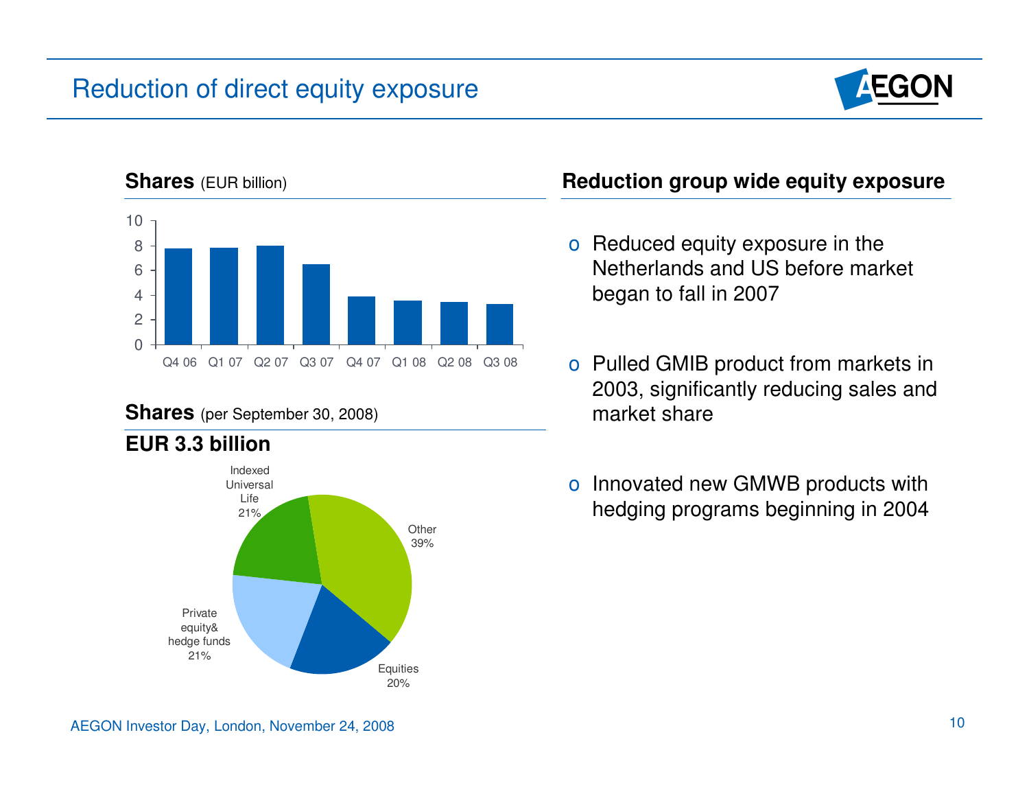# Reduction of direct equity exposure

**Shares** (EUR billion)

| Q4 06 | Q1 07 | Q2 07 | Q3 07 | Q4 07 | Q1 08 | Q2 08 | Q3 08 |
|---|---|---|---|---|---|---|---|
| 7.8 | 7.8 | 8.0 | 6.5 | 3.9 | 3.6 | 3.4 | 3.3 |

**Shares** (per September 30, 2008)

**EUR 3.3 billion**

| Category | Share |
|---|---|
| Indexed Universal Life | 21% |
| Other | 39% |
| Equities | 20% |
| Private equity& hedge funds | 21% |

**Reduction group wide equity exposure**

- Reduced equity exposure in the Netherlands and US before market began to fall in 2007
- Pulled GMIB product from markets in 2003, significantly reducing sales and market share
- Innovated new GMWB products with hedging programs beginning in 2004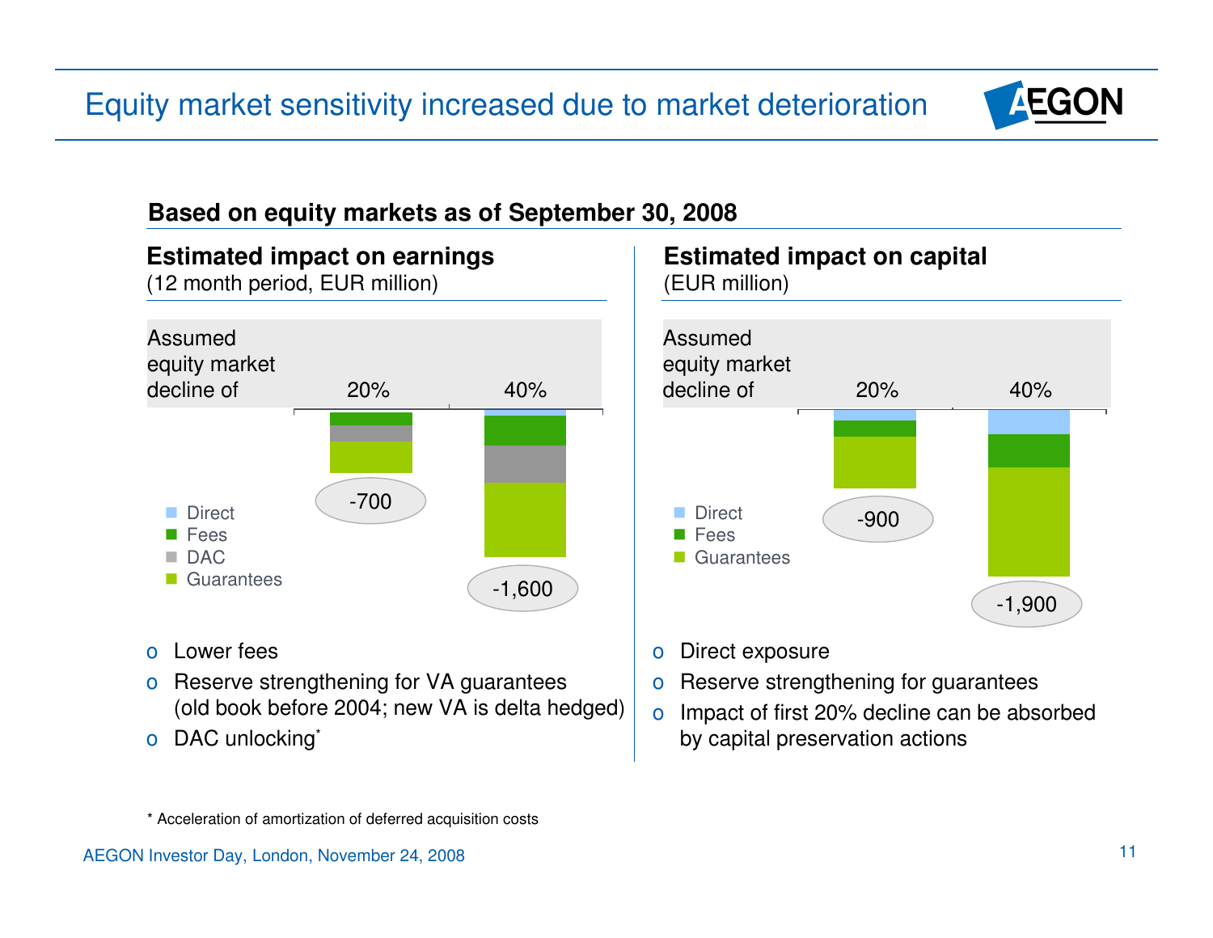# Equity market sensitivity increased due to market deterioration

**Based on equity markets as of September 30, 2008**

## Estimated impact on earnings

(12 month period, EUR million)

| Assumed equity market decline of | 20% | 40% |
|---|---|---|
| Total | -700 | -1,600 |

Components: Direct, Fees, DAC, Guarantees

- Lower fees
- Reserve strengthening for VA guarantees (old book before 2004; new VA is delta hedged)
- DAC unlocking*

## Estimated impact on capital

(EUR million)

| Assumed equity market decline of | 20% | 40% |
|---|---|---|
| Total | -900 | -1,900 |

Components: Direct, Fees, Guarantees

- Direct exposure
- Reserve strengthening for guarantees
- Impact of first 20% decline can be absorbed by capital preservation actions

* Acceleration of amortization of deferred acquisition costs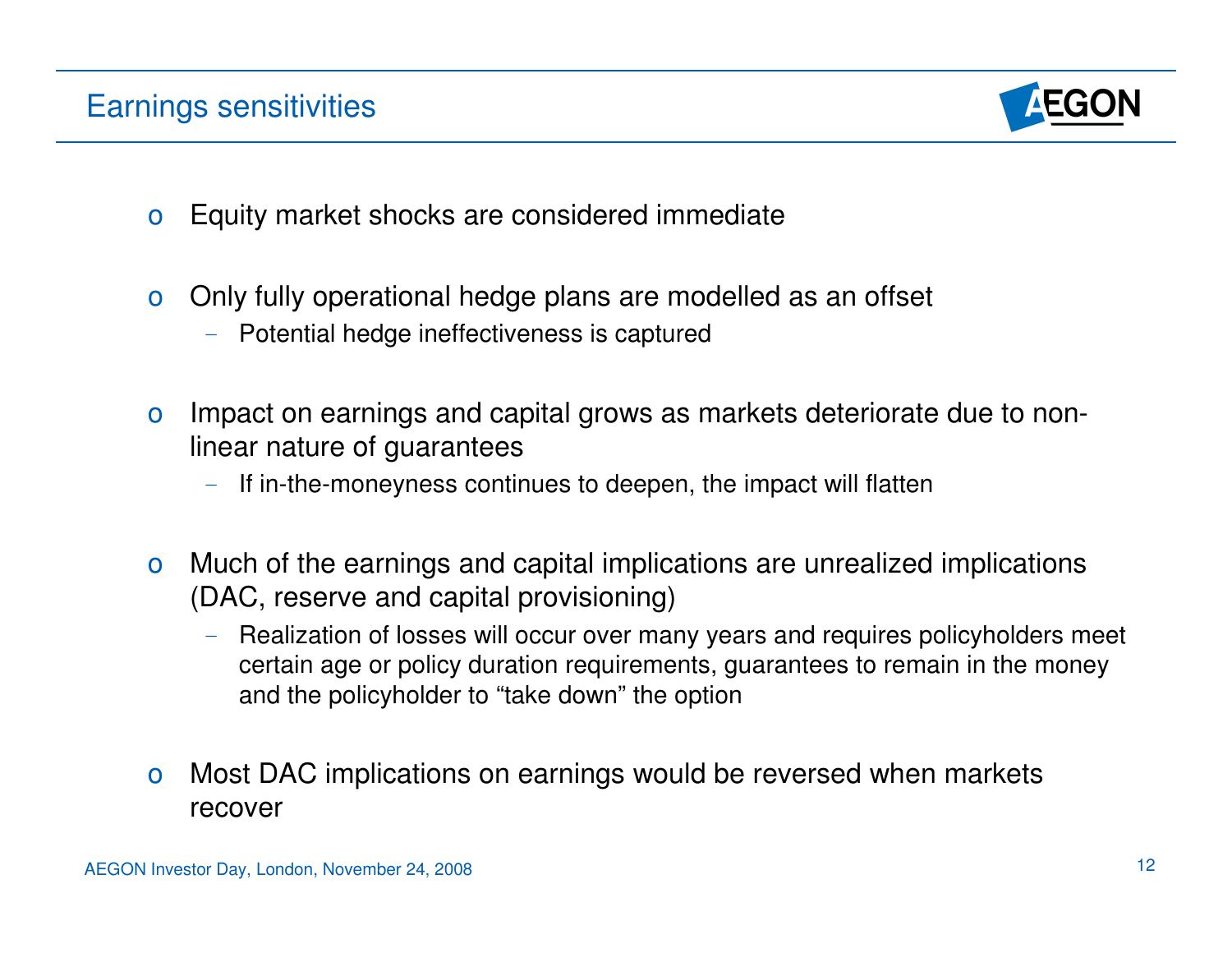# Earnings sensitivities

- Equity market shocks are considered immediate
- Only fully operational hedge plans are modelled as an offset
  - Potential hedge ineffectiveness is captured
- Impact on earnings and capital grows as markets deteriorate due to non-linear nature of guarantees
  - If in-the-moneyness continues to deepen, the impact will flatten
- Much of the earnings and capital implications are unrealized implications (DAC, reserve and capital provisioning)
  - Realization of losses will occur over many years and requires policyholders meet certain age or policy duration requirements, guarantees to remain in the money and the policyholder to “take down” the option
- Most DAC implications on earnings would be reversed when markets recover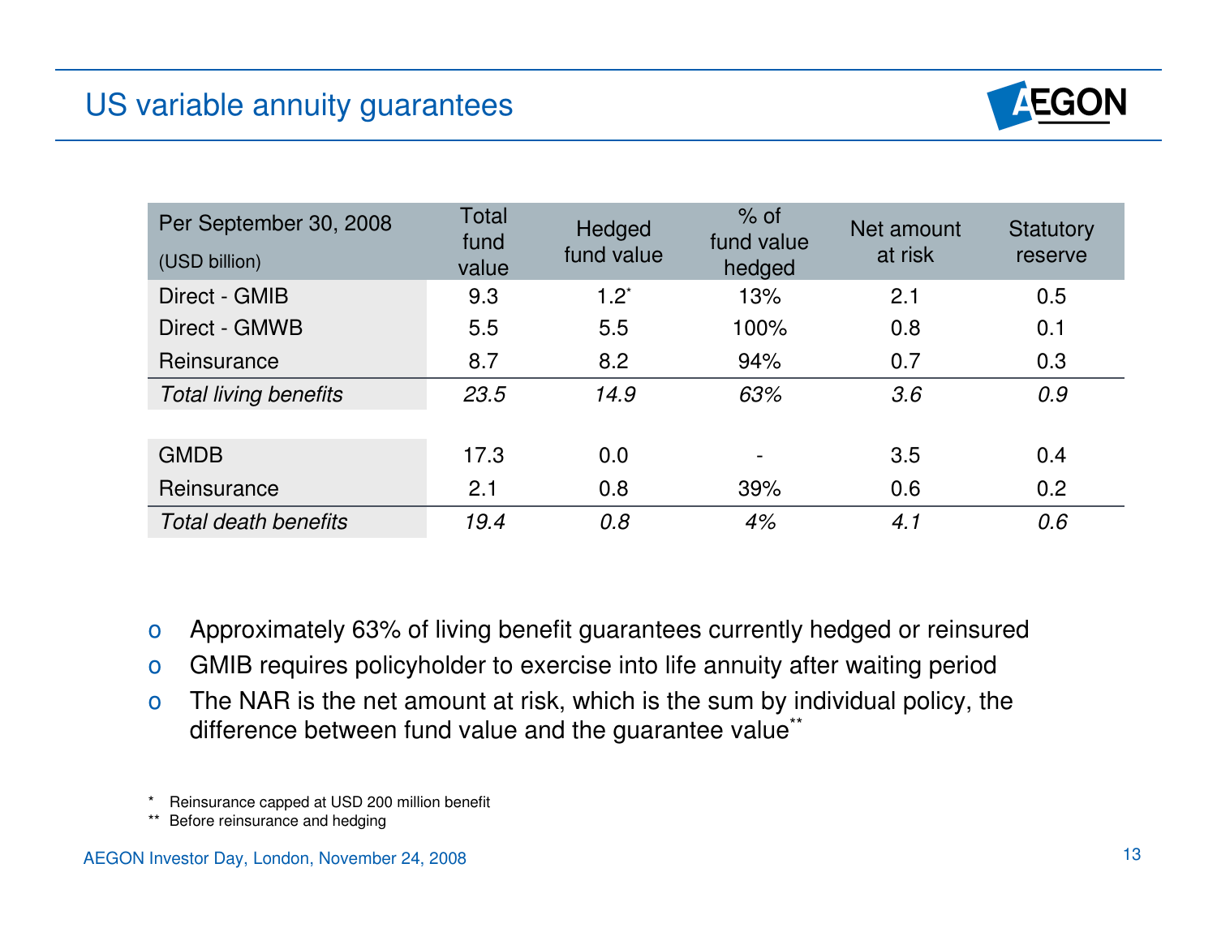# US variable annuity guarantees

| Per September 30, 2008 (USD billion) | Total fund value | Hedged fund value | % of fund value hedged | Net amount at risk | Statutory reserve |
|---|---|---|---|---|---|
| Direct - GMIB | 9.3 | 1.2* | 13% | 2.1 | 0.5 |
| Direct - GMWB | 5.5 | 5.5 | 100% | 0.8 | 0.1 |
| Reinsurance | 8.7 | 8.2 | 94% | 0.7 | 0.3 |
| *Total living benefits* | *23.5* | *14.9* | *63%* | *3.6* | *0.9* |
| | | | | | |
| GMDB | 17.3 | 0.0 | - | 3.5 | 0.4 |
| Reinsurance | 2.1 | 0.8 | 39% | 0.6 | 0.2 |
| *Total death benefits* | *19.4* | *0.8* | *4%* | *4.1* | *0.6* |

- Approximately 63% of living benefit guarantees currently hedged or reinsured
- GMIB requires policyholder to exercise into life annuity after waiting period
- The NAR is the net amount at risk, which is the sum by individual policy, the difference between fund value and the guarantee value**

\* Reinsurance capped at USD 200 million benefit

** Before reinsurance and hedging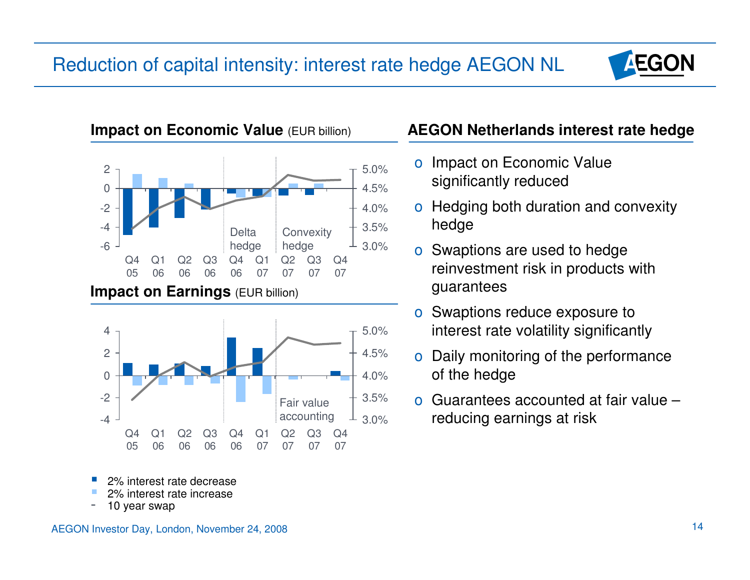# Reduction of capital intensity: interest rate hedge AEGON NL

## Impact on Economic Value (EUR billion)

Delta hedge | Convexity hedge

Q4 05, Q1 06, Q2 06, Q3 06, Q4 06, Q1 07, Q2 07, Q3 07, Q4 07

## Impact on Earnings (EUR billion)

Fair value accounting

Q4 05, Q1 06, Q2 06, Q3 06, Q4 06, Q1 07, Q2 07, Q3 07, Q4 07

- 2% interest rate decrease
- 2% interest rate increase
- 10 year swap

## AEGON Netherlands interest rate hedge

- Impact on Economic Value significantly reduced
- Hedging both duration and convexity hedge
- Swaptions are used to hedge reinvestment risk in products with guarantees
- Swaptions reduce exposure to interest rate volatility significantly
- Daily monitoring of the performance of the hedge
- Guarantees accounted at fair value – reducing earnings at risk

AEGON Investor Day, London, November 24, 2008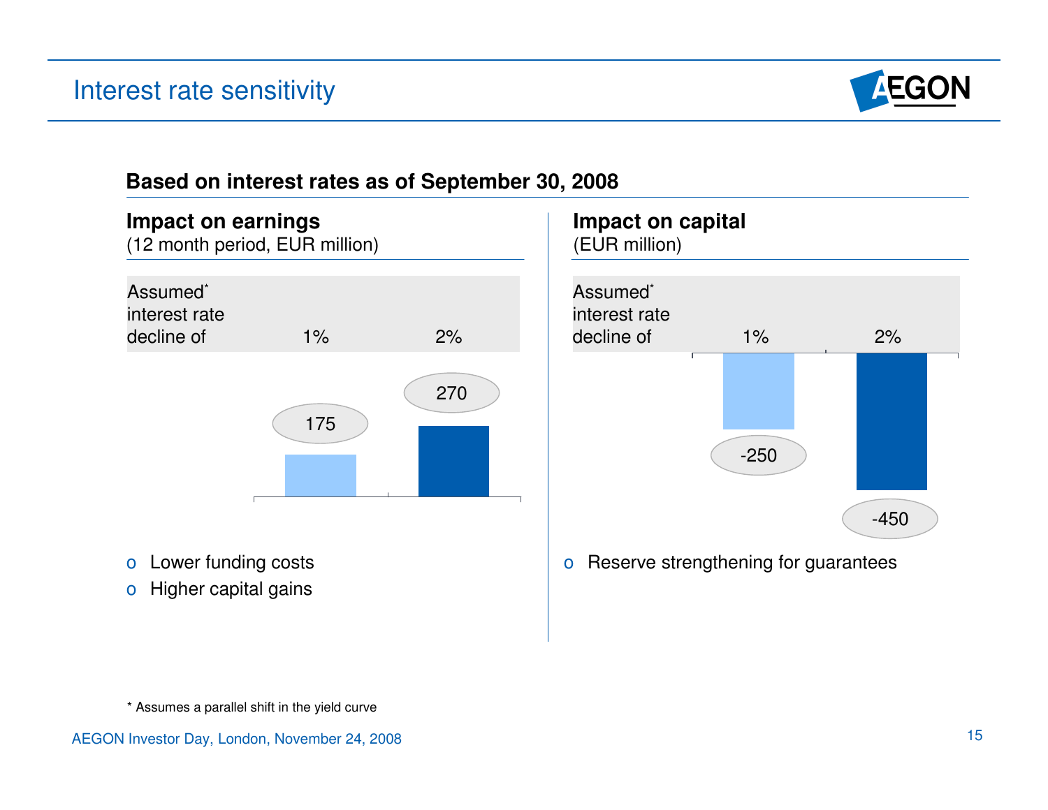# Interest rate sensitivity

**Based on interest rates as of September 30, 2008**

## Impact on earnings

(12 month period, EUR million)

| Assumed* interest rate decline of | 1% | 2% |
|---|---|---|
| | 175 | 270 |

- Lower funding costs
- Higher capital gains

## Impact on capital

(EUR million)

| Assumed* interest rate decline of | 1% | 2% |
|---|---|---|
| | -250 | -450 |

- Reserve strengthening for guarantees

\* Assumes a parallel shift in the yield curve

AEGON Investor Day, London, November 24, 2008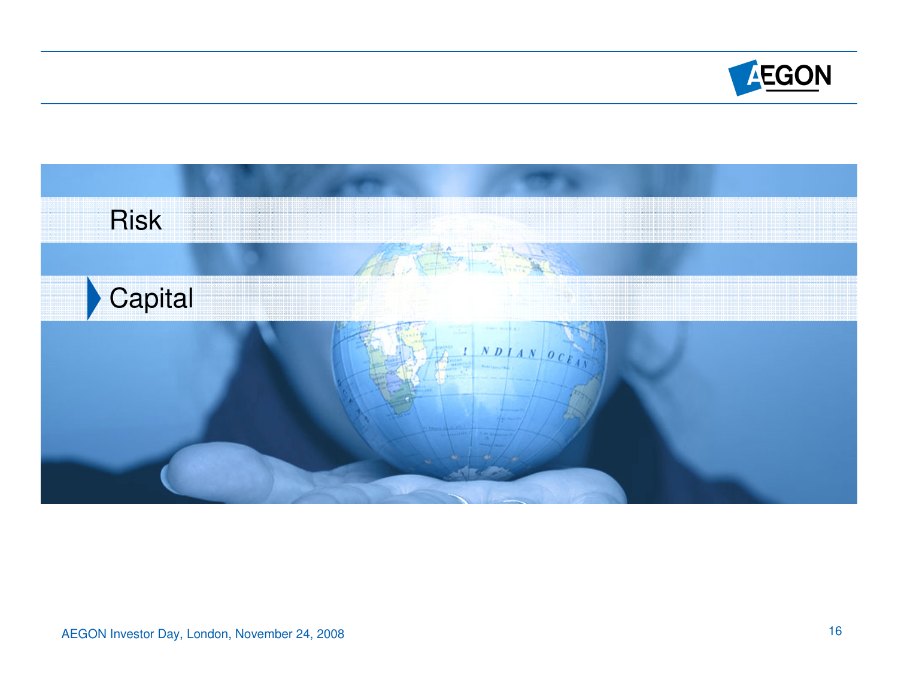Risk

▶ Capital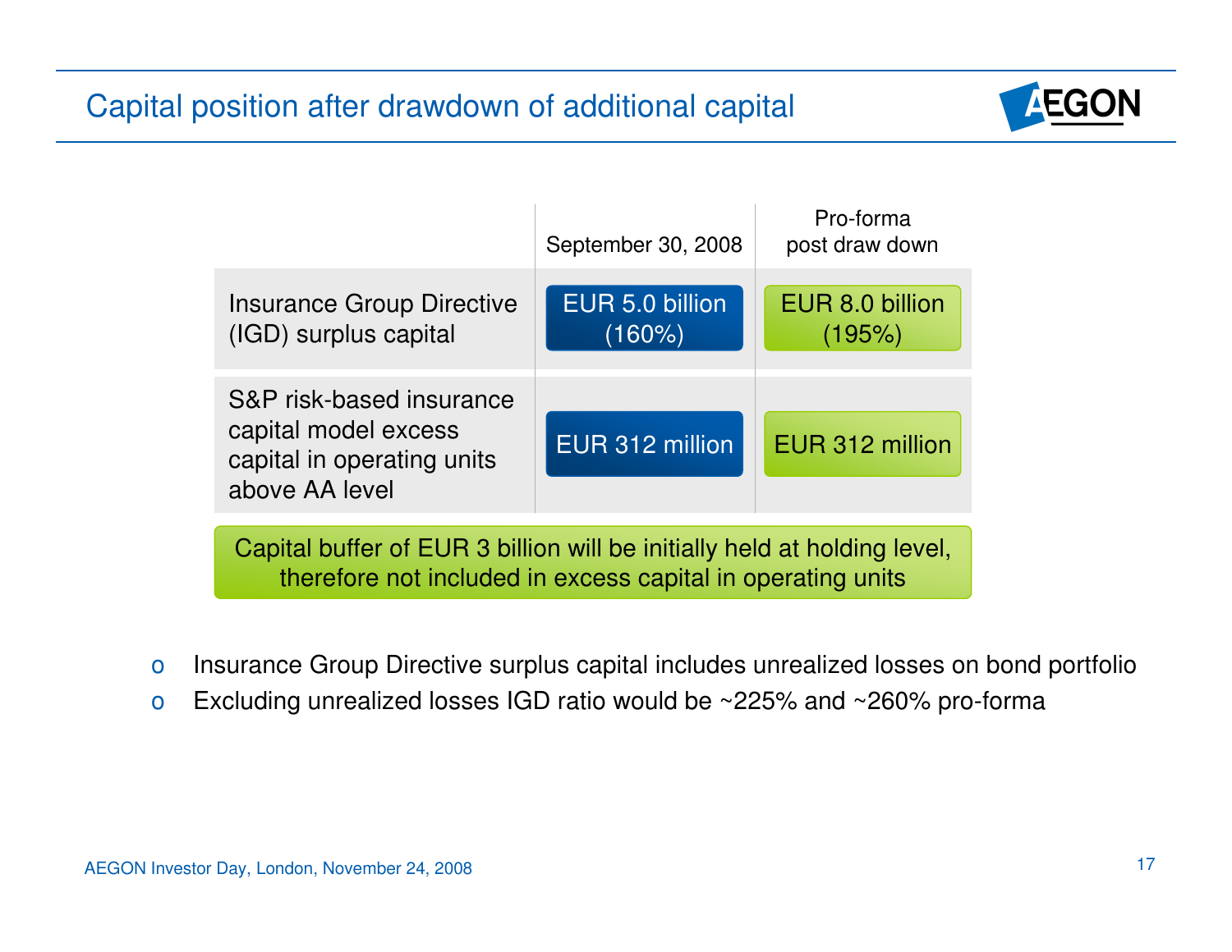# Capital position after drawdown of additional capital

| | September 30, 2008 | Pro-forma post draw down |
|---|---|---|
| Insurance Group Directive (IGD) surplus capital | EUR 5.0 billion (160%) | EUR 8.0 billion (195%) |
| S&P risk-based insurance capital model excess capital in operating units above AA level | EUR 312 million | EUR 312 million |

Capital buffer of EUR 3 billion will be initially held at holding level, therefore not included in excess capital in operating units

- Insurance Group Directive surplus capital includes unrealized losses on bond portfolio
- Excluding unrealized losses IGD ratio would be ~225% and ~260% pro-forma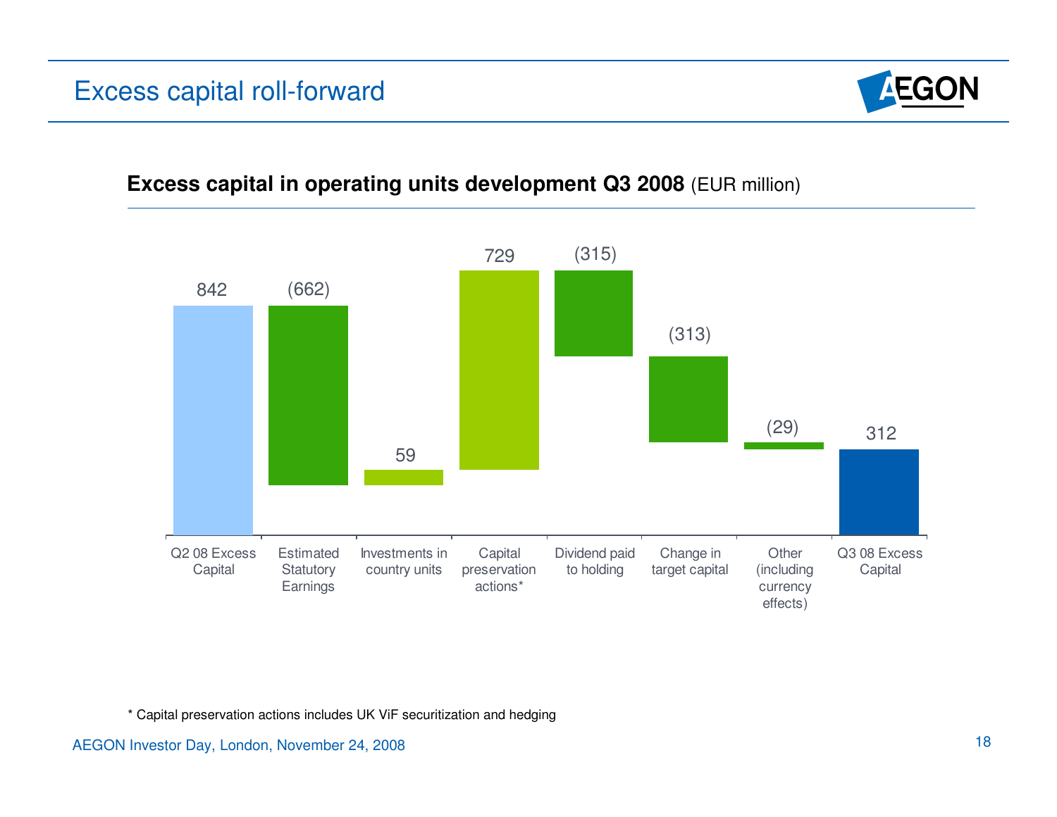# Excess capital roll-forward

**Excess capital in operating units development Q3 2008** (EUR million)

| Item | EUR million |
| --- | --- |
| Q2 08 Excess Capital | 842 |
| Estimated Statutory Earnings | (662) |
| Investments in country units | 59 |
| Capital preservation actions* | 729 |
| Dividend paid to holding | (315) |
| Change in target capital | (313) |
| Other (including currency effects) | (29) |
| Q3 08 Excess Capital | 312 |

\* Capital preservation actions includes UK ViF securitization and hedging

AEGON Investor Day, London, November 24, 2008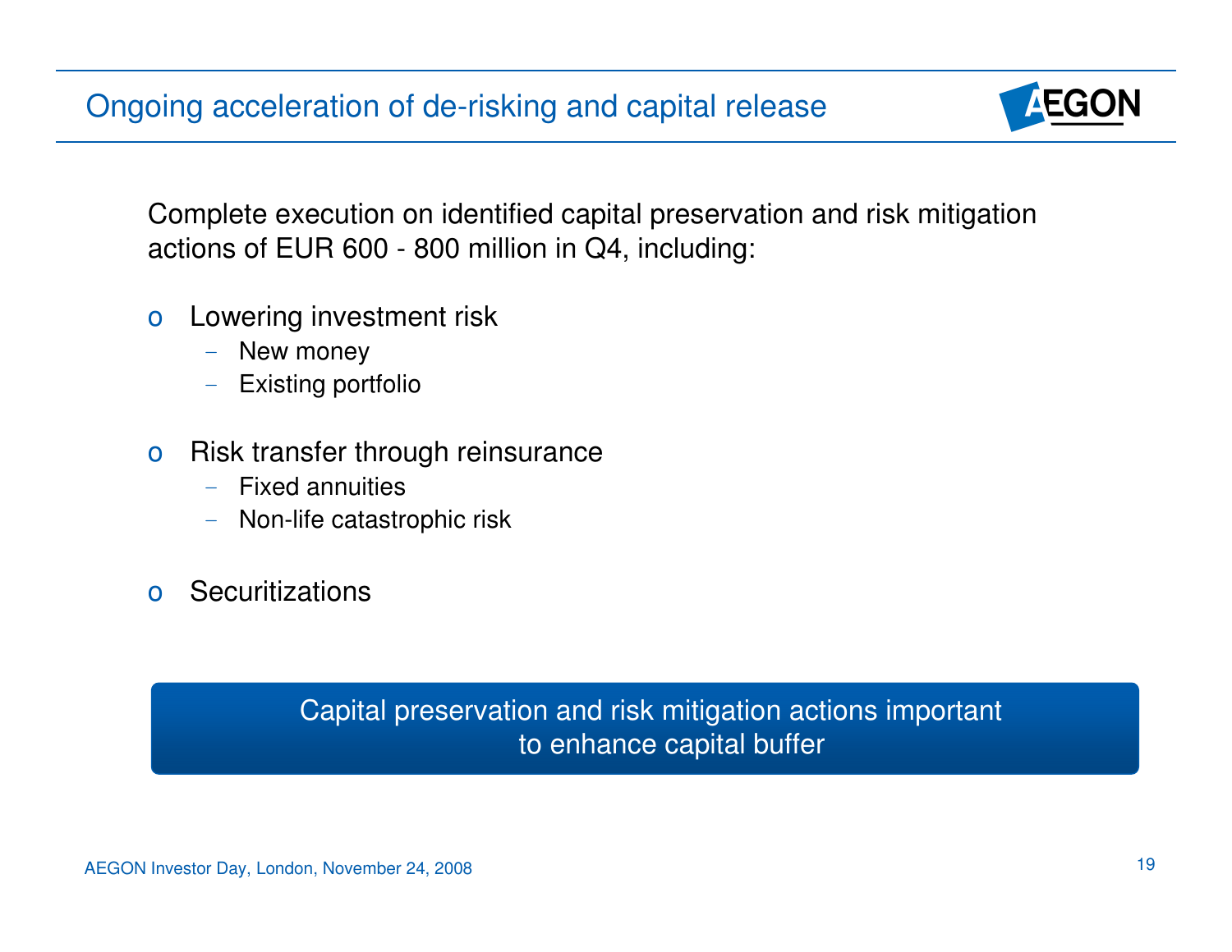# Ongoing acceleration of de-risking and capital release

Complete execution on identified capital preservation and risk mitigation actions of EUR 600 - 800 million in Q4, including:

- Lowering investment risk
  - New money
  - Existing portfolio
- Risk transfer through reinsurance
  - Fixed annuities
  - Non-life catastrophic risk
- Securitizations

**Capital preservation and risk mitigation actions important to enhance capital buffer**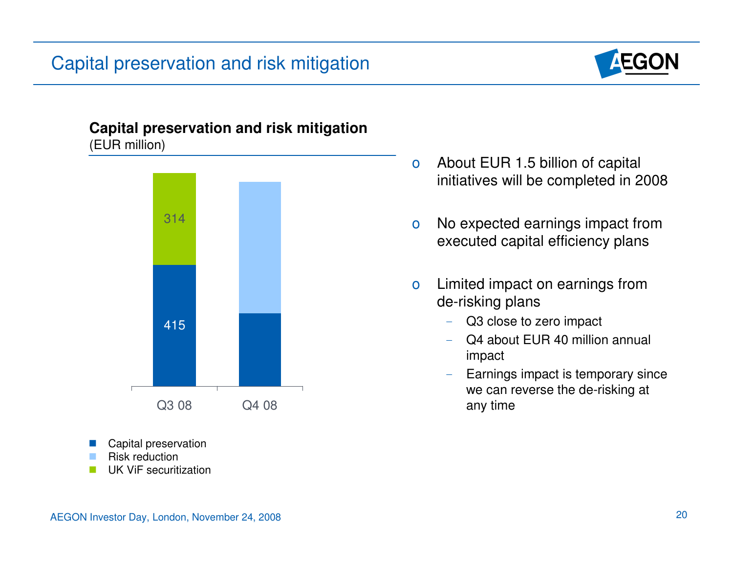# Capital preservation and risk mitigation

**Capital preservation and risk mitigation**
(EUR million)

| | Q3 08 | Q4 08 |
|---|---|---|
| Capital preservation | 415 | |
| Risk reduction | | |
| UK ViF securitization | 314 | |

- Capital preservation
- Risk reduction
- UK ViF securitization

- About EUR 1.5 billion of capital initiatives will be completed in 2008
- No expected earnings impact from executed capital efficiency plans
- Limited impact on earnings from de-risking plans
  - Q3 close to zero impact
  - Q4 about EUR 40 million annual impact
  - Earnings impact is temporary since we can reverse the de-risking at any time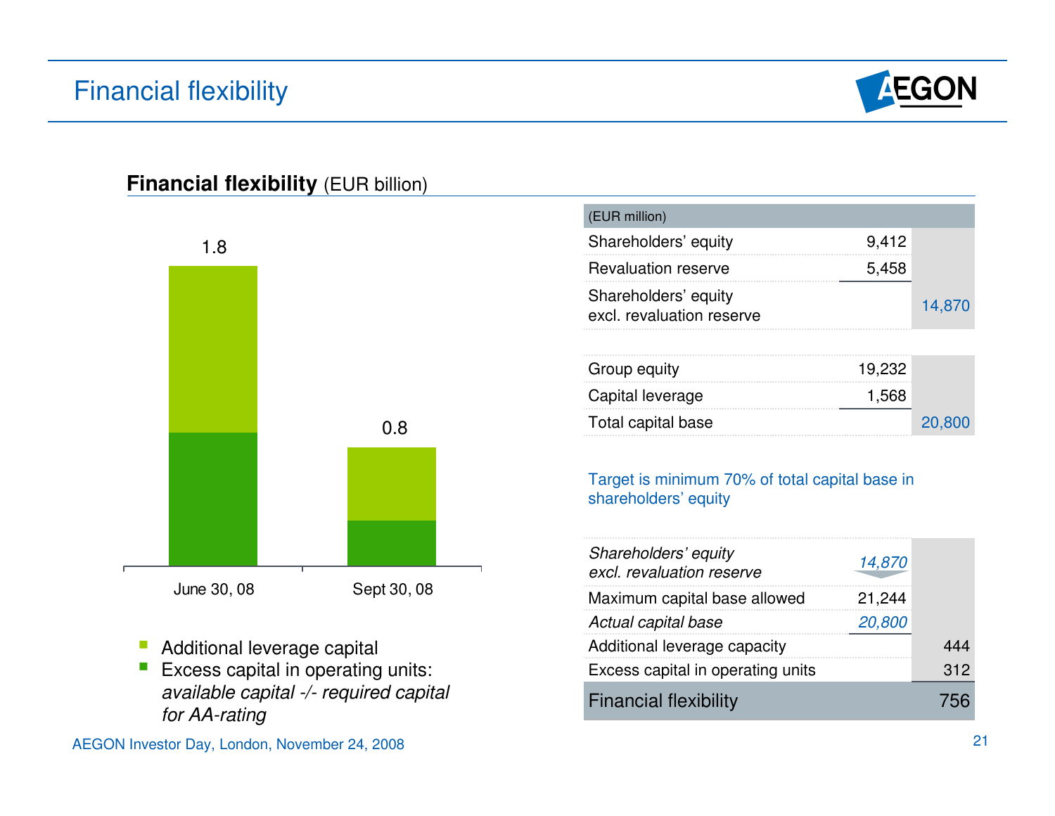# Financial flexibility

**Financial flexibility** (EUR billion)

| | June 30, 08 | Sept 30, 08 |
|---|---|---|
| Total | 1.8 | 0.8 |

- Additional leverage capital
- Excess capital in operating units: *available capital -/- required capital for AA-rating*

| (EUR million) | | |
|---|---|---|
| Shareholders' equity | 9,412 | |
| Revaluation reserve | 5,458 | |
| Shareholders' equity excl. revaluation reserve | | 14,870 |
| | | |
| Group equity | 19,232 | |
| Capital leverage | 1,568 | |
| Total capital base | | 20,800 |

Target is minimum 70% of total capital base in shareholders' equity

| | | |
|---|---|---|
| *Shareholders' equity excl. revaluation reserve* | *14,870* | |
| Maximum capital base allowed | 21,244 | |
| *Actual capital base* | *20,800* | |
| Additional leverage capacity | | 444 |
| Excess capital in operating units | | 312 |
| **Financial flexibility** | | **756** |

AEGON Investor Day, London, November 24, 2008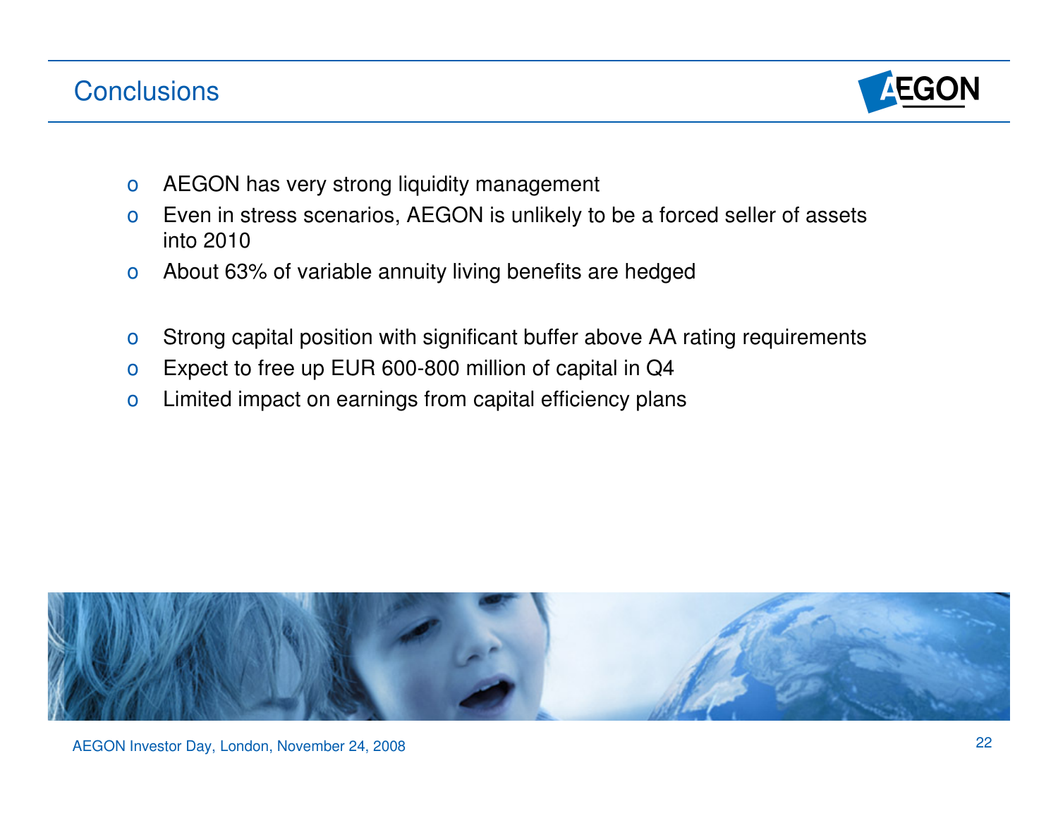# Conclusions

- AEGON has very strong liquidity management
- Even in stress scenarios, AEGON is unlikely to be a forced seller of assets into 2010
- About 63% of variable annuity living benefits are hedged

- Strong capital position with significant buffer above AA rating requirements
- Expect to free up EUR 600-800 million of capital in Q4
- Limited impact on earnings from capital efficiency plans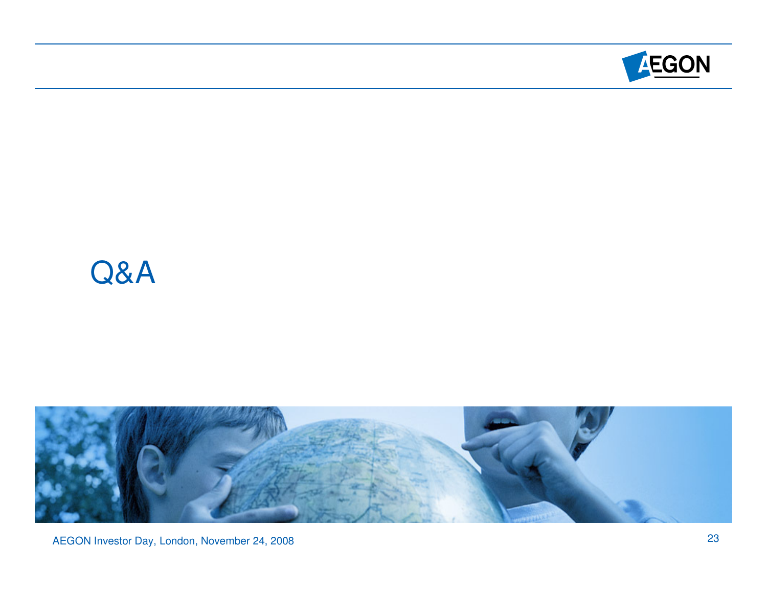# Q&A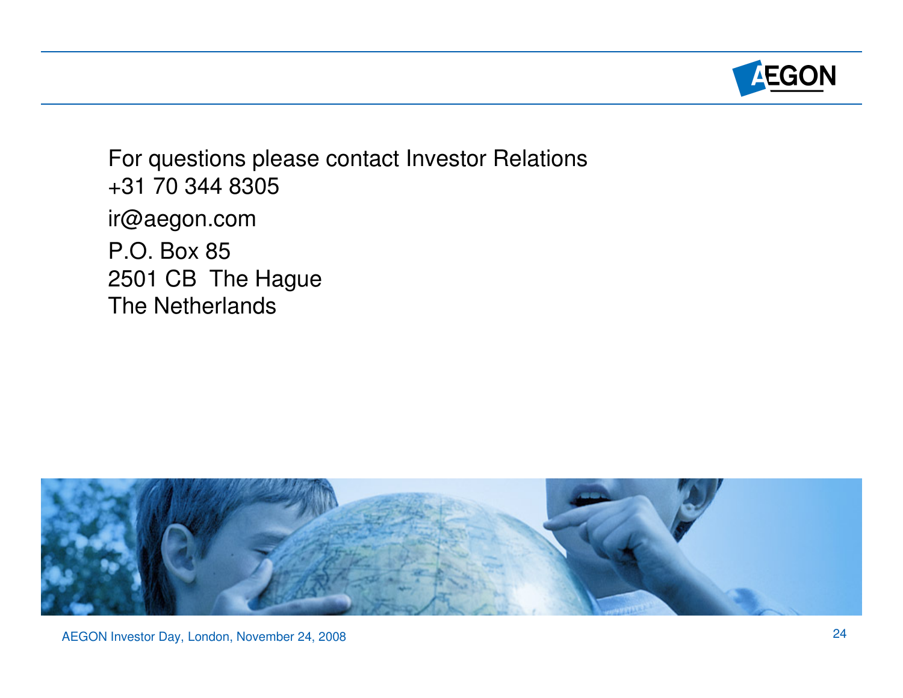For questions please contact Investor Relations
+31 70 344 8305

ir@aegon.com

P.O. Box 85
2501 CB The Hague
The Netherlands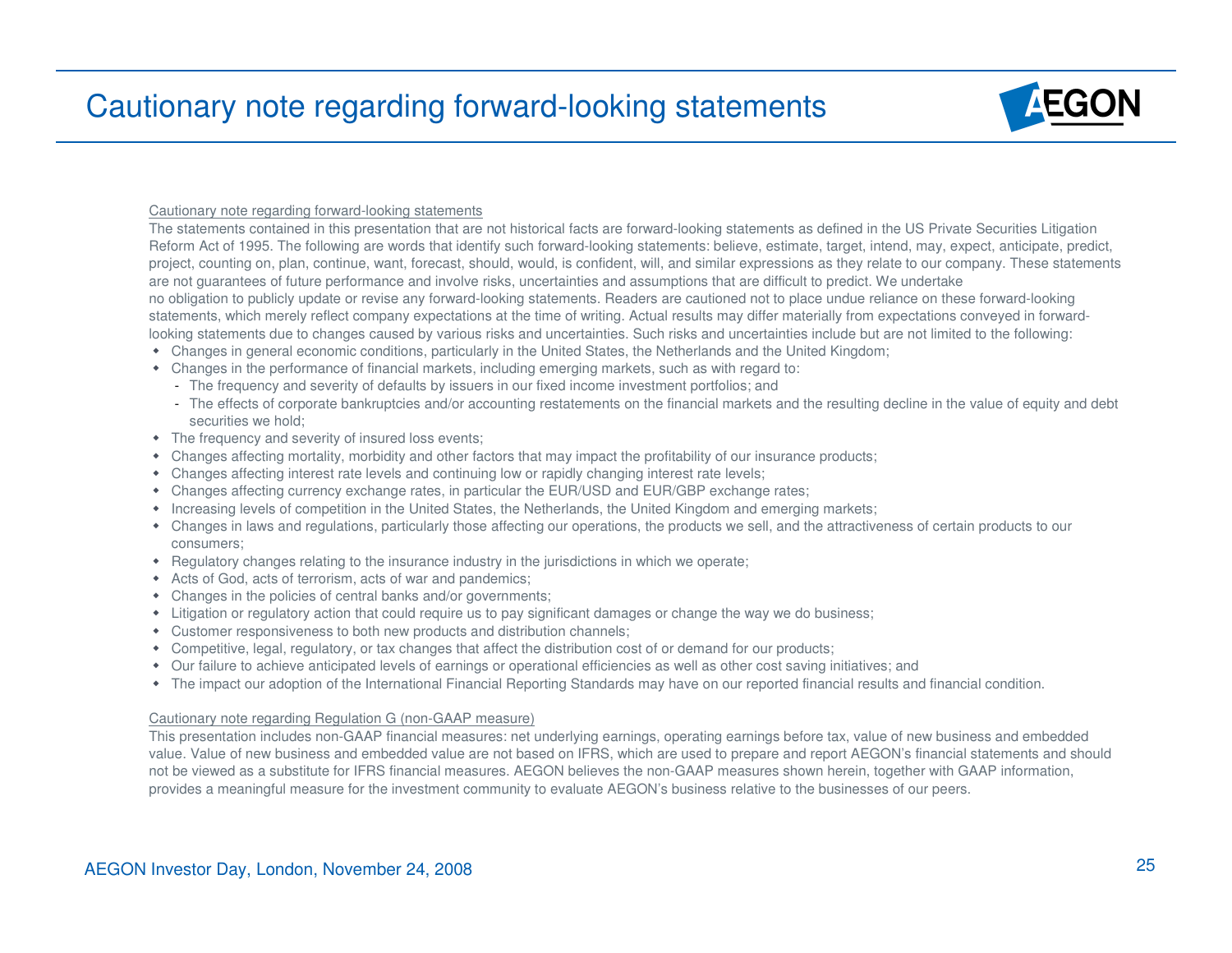# Cautionary note regarding forward-looking statements

Cautionary note regarding forward-looking statements

The statements contained in this presentation that are not historical facts are forward-looking statements as defined in the US Private Securities Litigation Reform Act of 1995. The following are words that identify such forward-looking statements: believe, estimate, target, intend, may, expect, anticipate, predict, project, counting on, plan, continue, want, forecast, should, would, is confident, will, and similar expressions as they relate to our company. These statements are not guarantees of future performance and involve risks, uncertainties and assumptions that are difficult to predict. We undertake no obligation to publicly update or revise any forward-looking statements. Readers are cautioned not to place undue reliance on these forward-looking statements, which merely reflect company expectations at the time of writing. Actual results may differ materially from expectations conveyed in forward-looking statements due to changes caused by various risks and uncertainties. Such risks and uncertainties include but are not limited to the following:

- Changes in general economic conditions, particularly in the United States, the Netherlands and the United Kingdom;
- Changes in the performance of financial markets, including emerging markets, such as with regard to:
  - The frequency and severity of defaults by issuers in our fixed income investment portfolios; and
  - The effects of corporate bankruptcies and/or accounting restatements on the financial markets and the resulting decline in the value of equity and debt securities we hold;
- The frequency and severity of insured loss events;
- Changes affecting mortality, morbidity and other factors that may impact the profitability of our insurance products;
- Changes affecting interest rate levels and continuing low or rapidly changing interest rate levels;
- Changes affecting currency exchange rates, in particular the EUR/USD and EUR/GBP exchange rates;
- Increasing levels of competition in the United States, the Netherlands, the United Kingdom and emerging markets;
- Changes in laws and regulations, particularly those affecting our operations, the products we sell, and the attractiveness of certain products to our consumers;
- Regulatory changes relating to the insurance industry in the jurisdictions in which we operate;
- Acts of God, acts of terrorism, acts of war and pandemics;
- Changes in the policies of central banks and/or governments;
- Litigation or regulatory action that could require us to pay significant damages or change the way we do business;
- Customer responsiveness to both new products and distribution channels;
- Competitive, legal, regulatory, or tax changes that affect the distribution cost of or demand for our products;
- Our failure to achieve anticipated levels of earnings or operational efficiencies as well as other cost saving initiatives; and
- The impact our adoption of the International Financial Reporting Standards may have on our reported financial results and financial condition.

Cautionary note regarding Regulation G (non-GAAP measure)

This presentation includes non-GAAP financial measures: net underlying earnings, operating earnings before tax, value of new business and embedded value. Value of new business and embedded value are not based on IFRS, which are used to prepare and report AEGON's financial statements and should not be viewed as a substitute for IFRS financial measures. AEGON believes the non-GAAP measures shown herein, together with GAAP information, provides a meaningful measure for the investment community to evaluate AEGON's business relative to the businesses of our peers.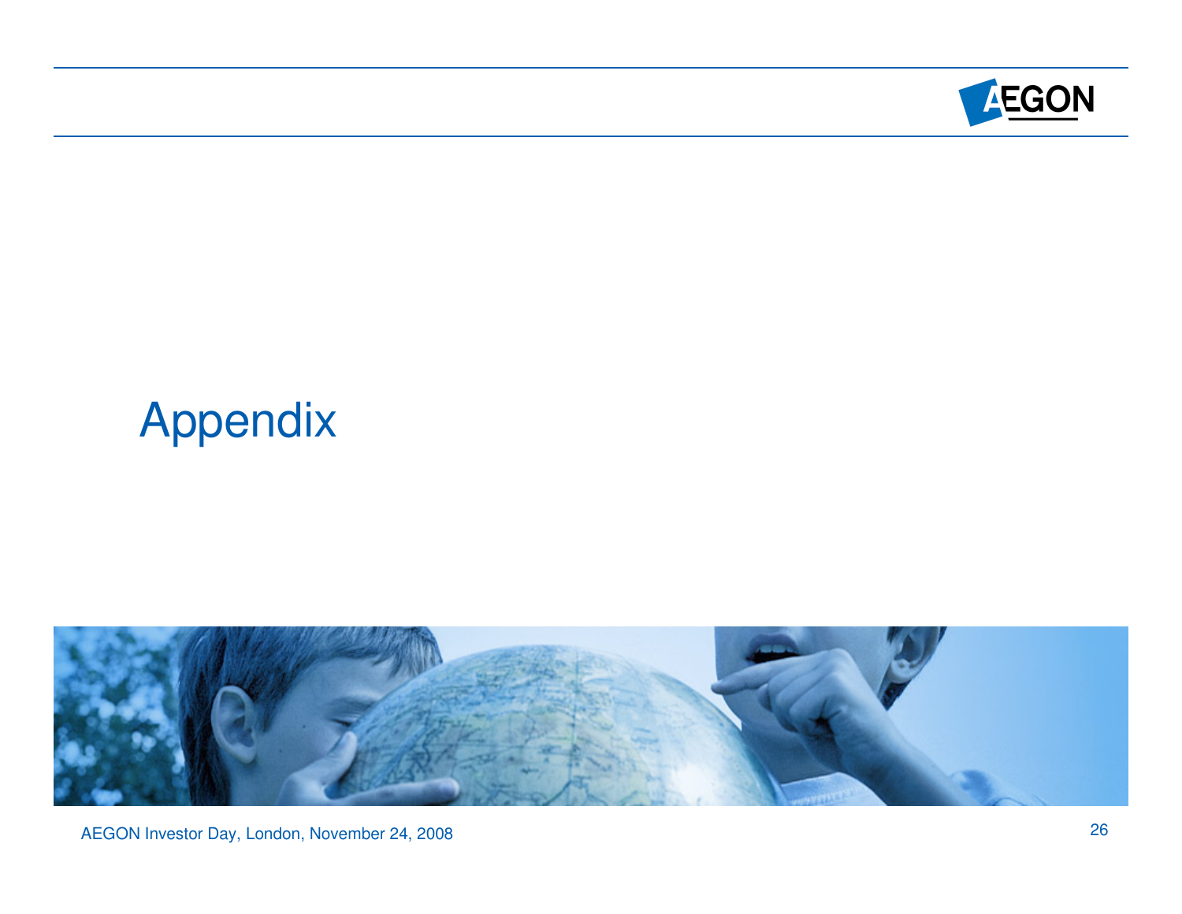# Appendix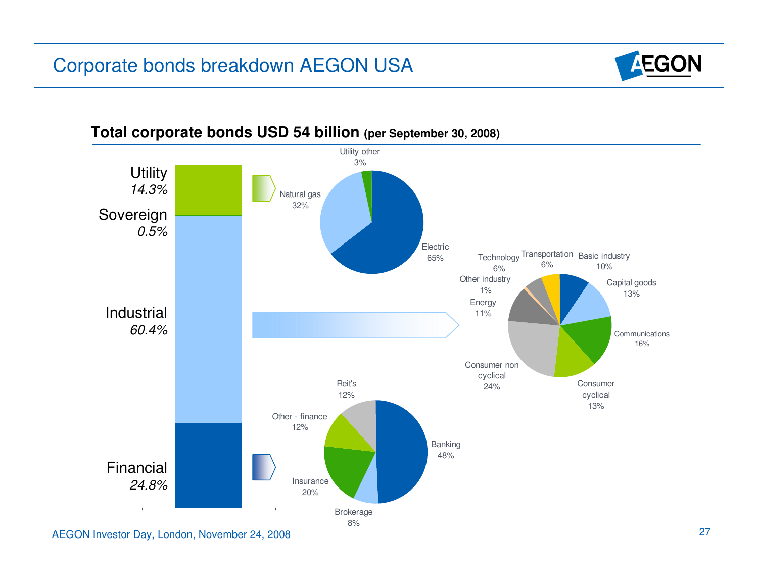# Corporate bonds breakdown AEGON USA

**Total corporate bonds USD 54 billion** **(per September 30, 2008)**

Utility
*14.3%*

Sovereign
*0.5%*

Industrial
*60.4%*

Financial
*24.8%*

Utility other
3%

Natural gas
32%

Electric
65%

Technology
6%

Transportation
6%

Basic industry
10%

Other industry
1%

Capital goods
13%

Energy
11%

Communications
16%

Consumer non cyclical
24%

Consumer cyclical
13%

Reit's
12%

Other - finance
12%

Banking
48%

Insurance
20%

Brokerage
8%

AEGON Investor Day, London, November 24, 2008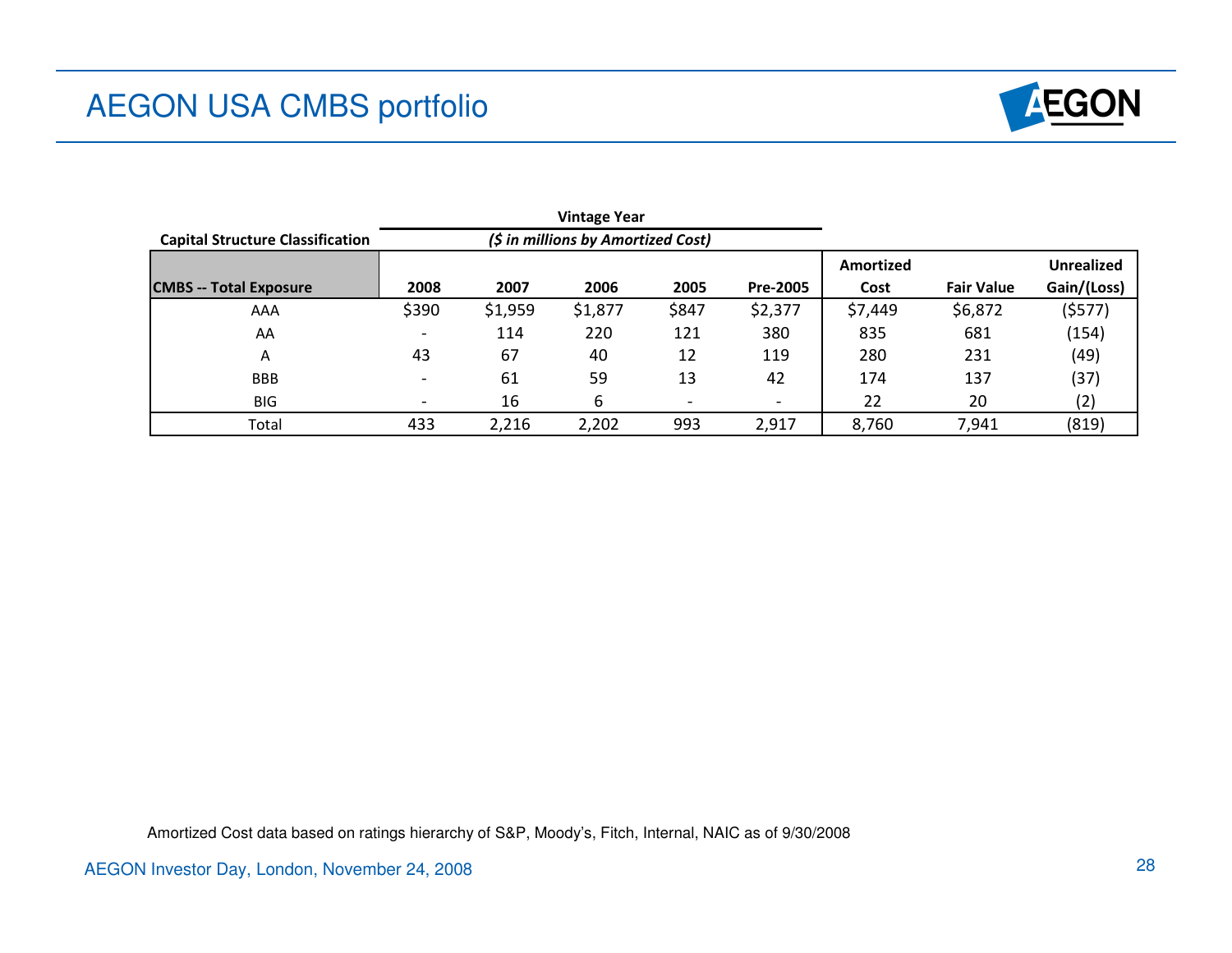# AEGON USA CMBS portfolio

| Capital Structure Classification | Vintage Year ($ in millions by Amortized Cost) | | | | | | | |
|---|---|---|---|---|---|---|---|---|
| **CMBS -- Total Exposure** | **2008** | **2007** | **2006** | **2005** | **Pre-2005** | **Amortized Cost** | **Fair Value** | **Unrealized Gain/(Loss)** |
| AAA | $390 | $1,959 | $1,877 | $847 | $2,377 | $7,449 | $6,872 | ($577) |
| AA | - | 114 | 220 | 121 | 380 | 835 | 681 | (154) |
| A | 43 | 67 | 40 | 12 | 119 | 280 | 231 | (49) |
| BBB | - | 61 | 59 | 13 | 42 | 174 | 137 | (37) |
| BIG | - | 16 | 6 | - | - | 22 | 20 | (2) |
| Total | 433 | 2,216 | 2,202 | 993 | 2,917 | 8,760 | 7,941 | (819) |

Amortized Cost data based on ratings hierarchy of S&P, Moody's, Fitch, Internal, NAIC as of 9/30/2008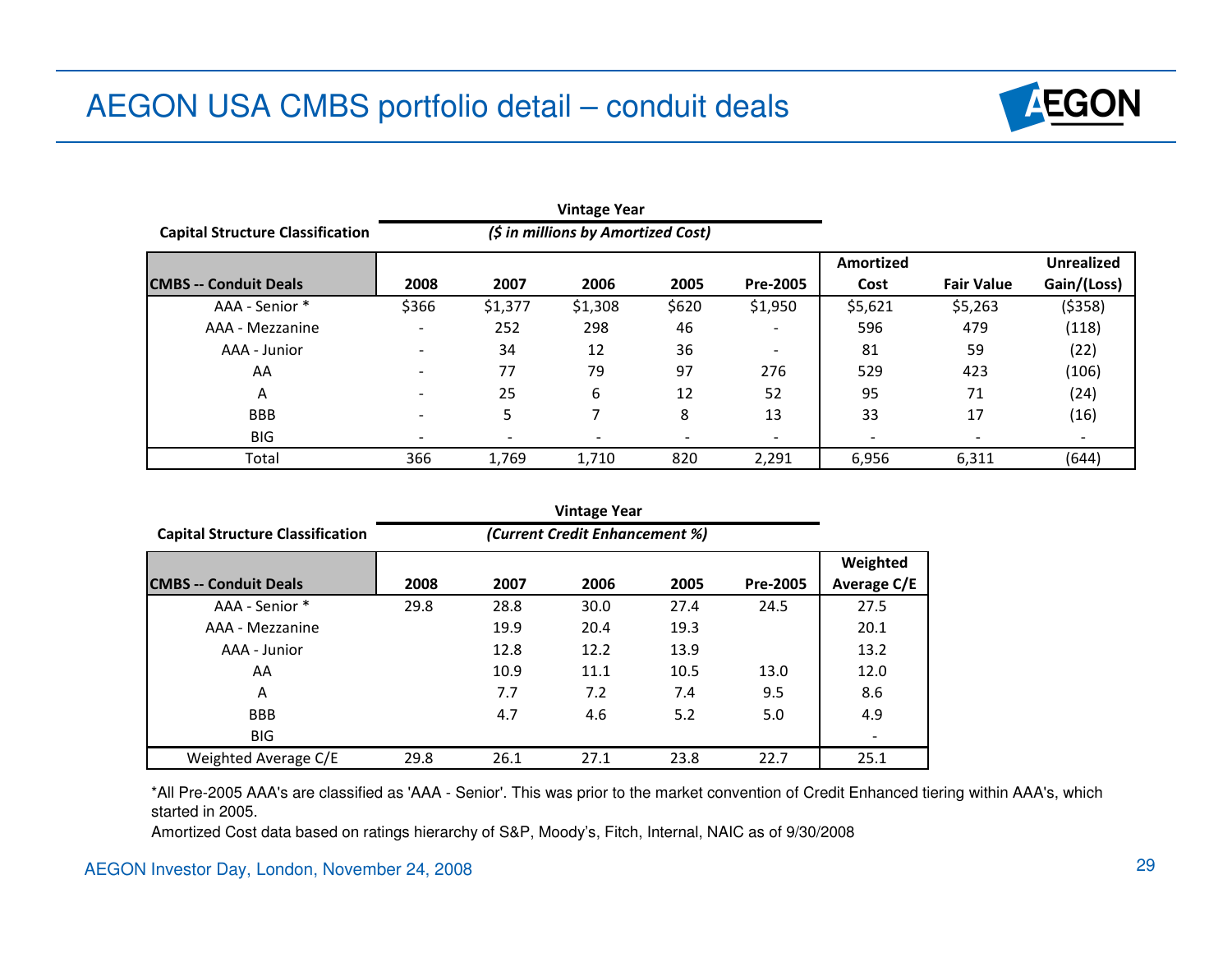# AEGON USA CMBS portfolio detail – conduit deals

| Capital Structure Classification | Vintage Year ($ in millions by Amortized Cost) | | | | | | | |
|---|---|---|---|---|---|---|---|---|
| **CMBS -- Conduit Deals** | **2008** | **2007** | **2006** | **2005** | **Pre-2005** | **Amortized Cost** | **Fair Value** | **Unrealized Gain/(Loss)** |
| AAA - Senior * | $366 | $1,377 | $1,308 | $620 | $1,950 | $5,621 | $5,263 | ($358) |
| AAA - Mezzanine | - | 252 | 298 | 46 | - | 596 | 479 | (118) |
| AAA - Junior | - | 34 | 12 | 36 | - | 81 | 59 | (22) |
| AA | - | 77 | 79 | 97 | 276 | 529 | 423 | (106) |
| A | - | 25 | 6 | 12 | 52 | 95 | 71 | (24) |
| BBB | - | 5 | 7 | 8 | 13 | 33 | 17 | (16) |
| BIG | - | - | - | - | - | - | - | - |
| Total | 366 | 1,769 | 1,710 | 820 | 2,291 | 6,956 | 6,311 | (644) |

| Capital Structure Classification | Vintage Year (Current Credit Enhancement %) | | | | | |
|---|---|---|---|---|---|---|
| **CMBS -- Conduit Deals** | **2008** | **2007** | **2006** | **2005** | **Pre-2005** | **Weighted Average C/E** |
| AAA - Senior * | 29.8 | 28.8 | 30.0 | 27.4 | 24.5 | 27.5 |
| AAA - Mezzanine | | 19.9 | 20.4 | 19.3 | | 20.1 |
| AAA - Junior | | 12.8 | 12.2 | 13.9 | | 13.2 |
| AA | | 10.9 | 11.1 | 10.5 | 13.0 | 12.0 |
| A | | 7.7 | 7.2 | 7.4 | 9.5 | 8.6 |
| BBB | | 4.7 | 4.6 | 5.2 | 5.0 | 4.9 |
| BIG | | | | | | - |
| Weighted Average C/E | 29.8 | 26.1 | 27.1 | 23.8 | 22.7 | 25.1 |

*All Pre-2005 AAA's are classified as 'AAA - Senior'. This was prior to the market convention of Credit Enhanced tiering within AAA's, which started in 2005.

Amortized Cost data based on ratings hierarchy of S&P, Moody's, Fitch, Internal, NAIC as of 9/30/2008

AEGON Investor Day, London, November 24, 2008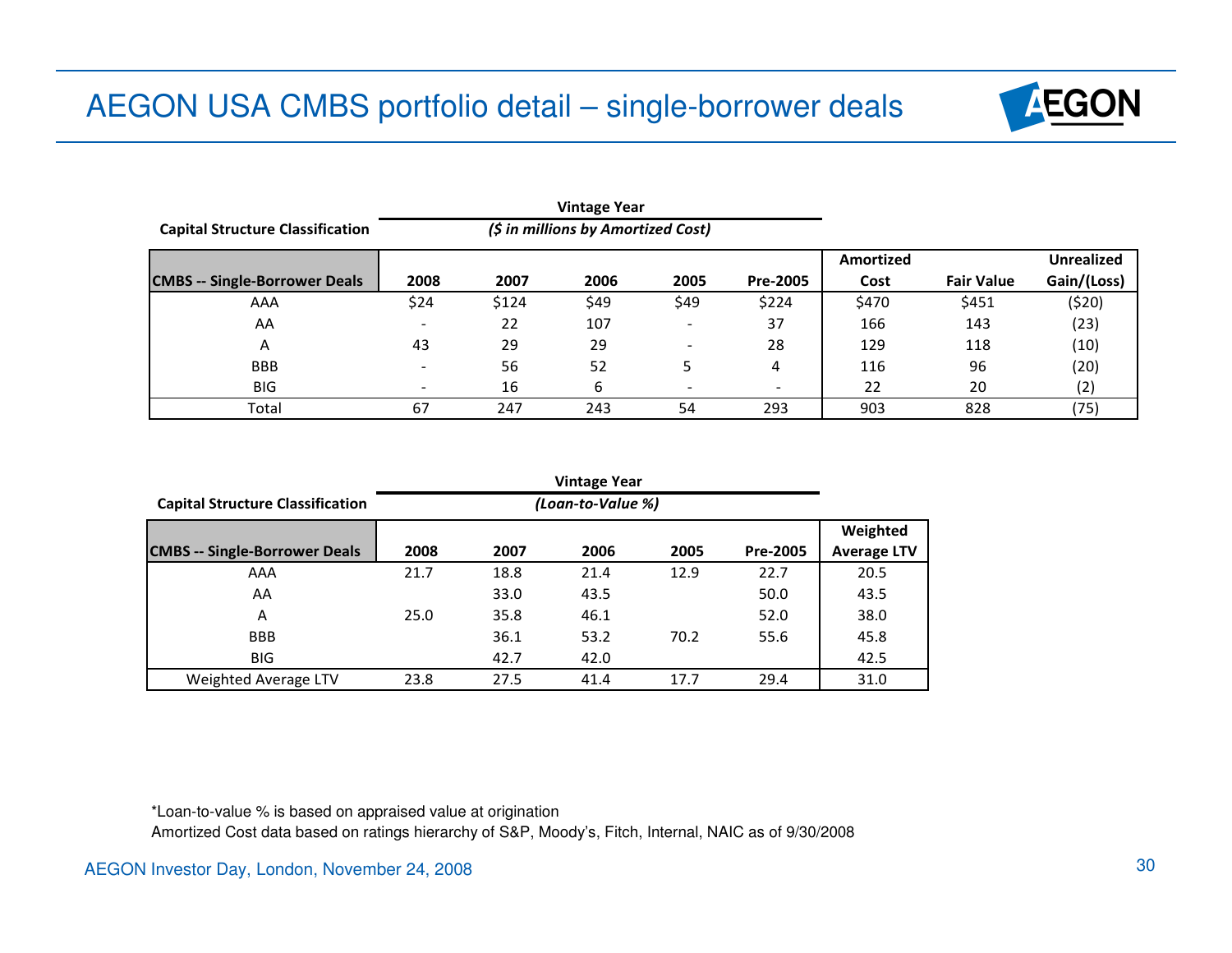# AEGON USA CMBS portfolio detail – single-borrower deals

| Capital Structure Classification | Vintage Year ($ in millions by Amortized Cost) | | | | | | | |
|---|---|---|---|---|---|---|---|---|
| **CMBS -- Single-Borrower Deals** | **2008** | **2007** | **2006** | **2005** | **Pre-2005** | **Amortized Cost** | **Fair Value** | **Unrealized Gain/(Loss)** |
| AAA | $24 | $124 | $49 | $49 | $224 | $470 | $451 | ($20) |
| AA | - | 22 | 107 | - | 37 | 166 | 143 | (23) |
| A | 43 | 29 | 29 | - | 28 | 129 | 118 | (10) |
| BBB | - | 56 | 52 | 5 | 4 | 116 | 96 | (20) |
| BIG | - | 16 | 6 | - | - | 22 | 20 | (2) |
| Total | 67 | 247 | 243 | 54 | 293 | 903 | 828 | (75) |

| Capital Structure Classification | Vintage Year (Loan-to-Value %) | | | | | |
|---|---|---|---|---|---|---|
| **CMBS -- Single-Borrower Deals** | **2008** | **2007** | **2006** | **2005** | **Pre-2005** | **Weighted Average LTV** |
| AAA | 21.7 | 18.8 | 21.4 | 12.9 | 22.7 | 20.5 |
| AA | | 33.0 | 43.5 | | 50.0 | 43.5 |
| A | 25.0 | 35.8 | 46.1 | | 52.0 | 38.0 |
| BBB | | 36.1 | 53.2 | 70.2 | 55.6 | 45.8 |
| BIG | | 42.7 | 42.0 | | | 42.5 |
| Weighted Average LTV | 23.8 | 27.5 | 41.4 | 17.7 | 29.4 | 31.0 |

*Loan-to-value % is based on appraised value at origination

Amortized Cost data based on ratings hierarchy of S&P, Moody's, Fitch, Internal, NAIC as of 9/30/2008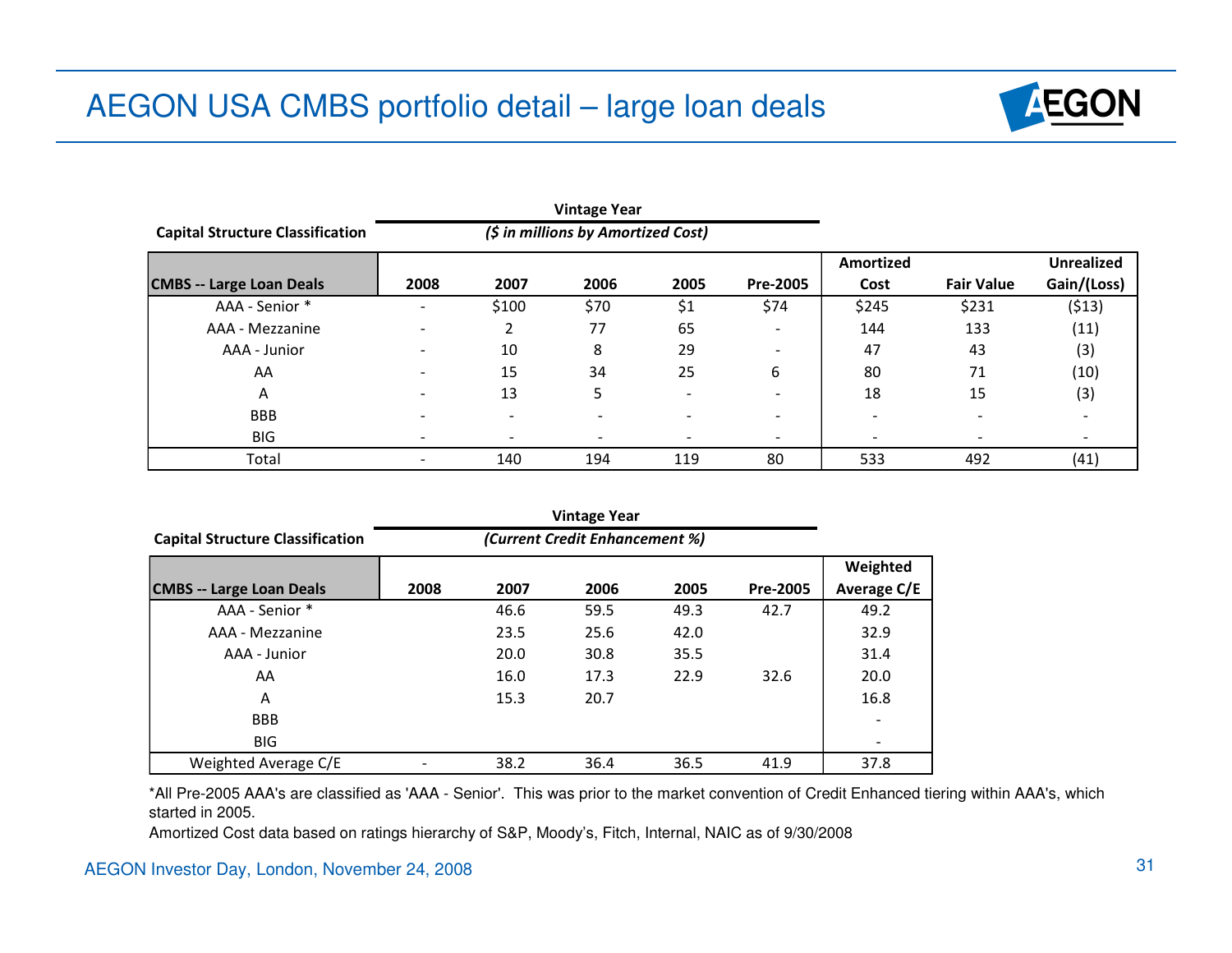# AEGON USA CMBS portfolio detail – large loan deals

| Capital Structure Classification | Vintage Year ($ in millions by Amortized Cost) | | | | | | | |
|---|---|---|---|---|---|---|---|---|
| **CMBS -- Large Loan Deals** | **2008** | **2007** | **2006** | **2005** | **Pre-2005** | **Amortized Cost** | **Fair Value** | **Unrealized Gain/(Loss)** |
| AAA - Senior * | - | $100 | $70 | $1 | $74 | $245 | $231 | ($13) |
| AAA - Mezzanine | - | 2 | 77 | 65 | - | 144 | 133 | (11) |
| AAA - Junior | - | 10 | 8 | 29 | - | 47 | 43 | (3) |
| AA | - | 15 | 34 | 25 | 6 | 80 | 71 | (10) |
| A | - | 13 | 5 | - | - | 18 | 15 | (3) |
| BBB | - | - | - | - | - | - | - | - |
| BIG | - | - | - | - | - | - | - | - |
| Total | - | 140 | 194 | 119 | 80 | 533 | 492 | (41) |

| Capital Structure Classification | Vintage Year (Current Credit Enhancement %) | | | | | |
|---|---|---|---|---|---|---|
| **CMBS -- Large Loan Deals** | **2008** | **2007** | **2006** | **2005** | **Pre-2005** | **Weighted Average C/E** |
| AAA - Senior * | | 46.6 | 59.5 | 49.3 | 42.7 | 49.2 |
| AAA - Mezzanine | | 23.5 | 25.6 | 42.0 | | 32.9 |
| AAA - Junior | | 20.0 | 30.8 | 35.5 | | 31.4 |
| AA | | 16.0 | 17.3 | 22.9 | 32.6 | 20.0 |
| A | | 15.3 | 20.7 | | | 16.8 |
| BBB | | | | | | - |
| BIG | | | | | | - |
| Weighted Average C/E | - | 38.2 | 36.4 | 36.5 | 41.9 | 37.8 |

*All Pre-2005 AAA's are classified as 'AAA - Senior'. This was prior to the market convention of Credit Enhanced tiering within AAA's, which started in 2005.

Amortized Cost data based on ratings hierarchy of S&P, Moody's, Fitch, Internal, NAIC as of 9/30/2008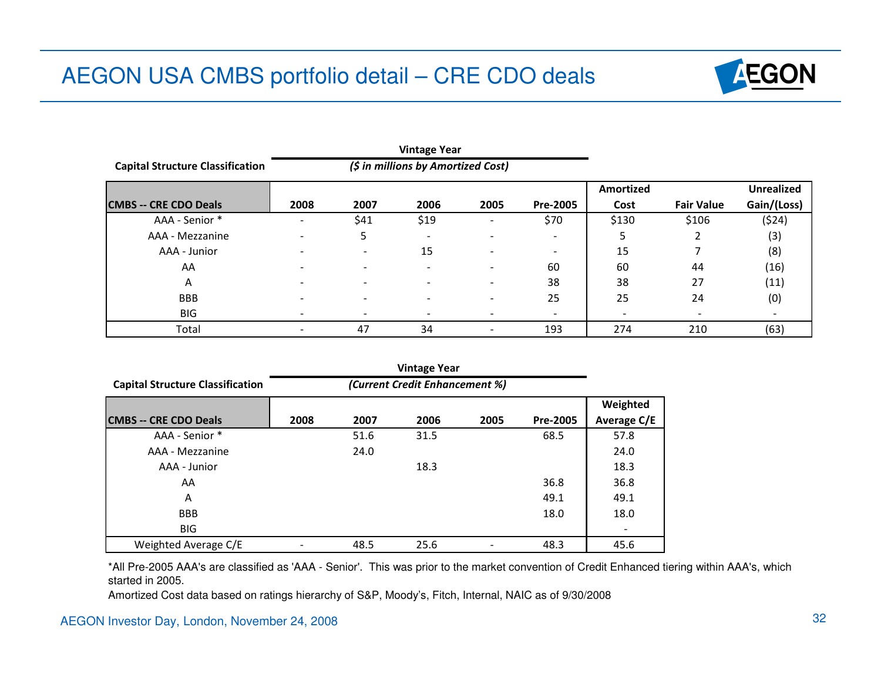# AEGON USA CMBS portfolio detail – CRE CDO deals

| Capital Structure Classification | Vintage Year ($ in millions by Amortized Cost) | | | | | | | |
|---|---|---|---|---|---|---|---|---|
| **CMBS -- CRE CDO Deals** | **2008** | **2007** | **2006** | **2005** | **Pre-2005** | **Amortized Cost** | **Fair Value** | **Unrealized Gain/(Loss)** |
| AAA - Senior * | - | $41 | $19 | - | $70 | $130 | $106 | ($24) |
| AAA - Mezzanine | - | 5 | - | - | - | 5 | 2 | (3) |
| AAA - Junior | - | - | 15 | - | - | 15 | 7 | (8) |
| AA | - | - | - | - | 60 | 60 | 44 | (16) |
| A | - | - | - | - | 38 | 38 | 27 | (11) |
| BBB | - | - | - | - | 25 | 25 | 24 | (0) |
| BIG | - | - | - | - | - | - | - | - |
| Total | - | 47 | 34 | - | 193 | 274 | 210 | (63) |

| Capital Structure Classification | Vintage Year (Current Credit Enhancement %) | | | | | |
|---|---|---|---|---|---|---|
| **CMBS -- CRE CDO Deals** | **2008** | **2007** | **2006** | **2005** | **Pre-2005** | **Weighted Average C/E** |
| AAA - Senior * | | 51.6 | 31.5 | | 68.5 | 57.8 |
| AAA - Mezzanine | | 24.0 | | | | 24.0 |
| AAA - Junior | | | 18.3 | | | 18.3 |
| AA | | | | | 36.8 | 36.8 |
| A | | | | | 49.1 | 49.1 |
| BBB | | | | | 18.0 | 18.0 |
| BIG | | | | | | - |
| Weighted Average C/E | - | 48.5 | 25.6 | - | 48.3 | 45.6 |

*All Pre-2005 AAA's are classified as 'AAA - Senior'. This was prior to the market convention of Credit Enhanced tiering within AAA's, which started in 2005.

Amortized Cost data based on ratings hierarchy of S&P, Moody's, Fitch, Internal, NAIC as of 9/30/2008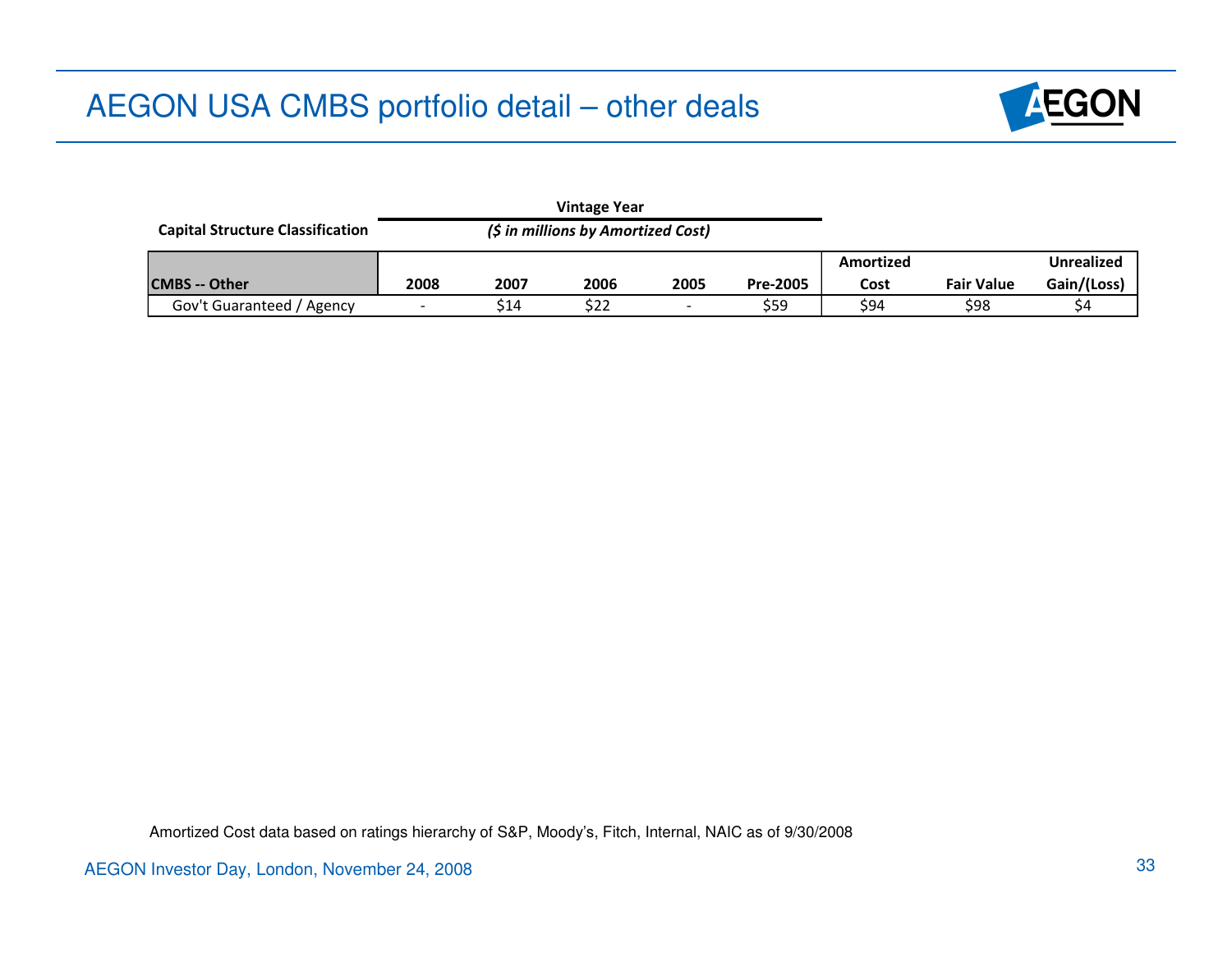# AEGON USA CMBS portfolio detail – other deals

| Capital Structure Classification | Vintage Year ($ in millions by Amortized Cost) | | | | | | | |
|---|---|---|---|---|---|---|---|---|
| **CMBS -- Other** | **2008** | **2007** | **2006** | **2005** | **Pre-2005** | **Amortized Cost** | **Fair Value** | **Unrealized Gain/(Loss)** |
| Gov't Guaranteed / Agency | - | $14 | $22 | - | $59 | $94 | $98 | $4 |

Amortized Cost data based on ratings hierarchy of S&P, Moody's, Fitch, Internal, NAIC as of 9/30/2008

AEGON Investor Day, London, November 24, 2008